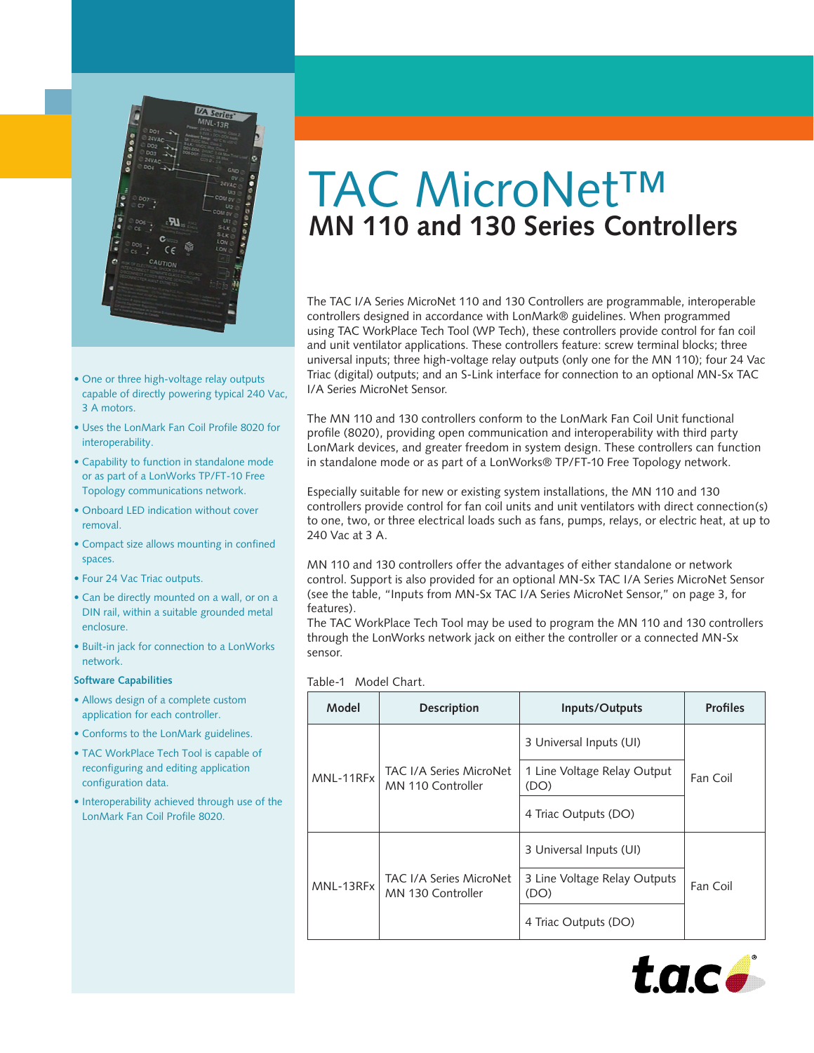# TAC MicroNet™

## MN 110 and 130 Series Controllers

The TAC I/A Series MicroNet 110 and 130 Controllers are programmable, interoperable controllers designed in accordance with LonMark® guidelines. When programmed using TAC WorkPlace Tech Tool (WP Tech), these controllers provide control for fan coil and unit ventilator applications. These controllers feature: screw terminal blocks; three universal inputs; three high-voltage relay outputs (only one for the MN 110); four 24 Vac Triac (digital) outputs; and an S-Link interface for connection to an optional MN-Sx TAC I/A Series MicroNet Sensor.

The MN 110 and 130 controllers conform to the LonMark Fan Coil Unit functional profile (8020), providing open communication and interoperability with third party LonMark devices, and greater freedom in system design. These controllers can function in standalone mode or as part of a LonWorks® TP/FT-10 Free Topology network.

Especially suitable for new or existing system installations, the MN 110 and 130 controllers provide control for fan coil units and unit ventilators with direct connection(s) to one, two, or three electrical loads such as fans, pumps, relays, or electric heat, at up to 240 Vac at 3 A.

MN 110 and 130 controllers offer the advantages of either standalone or network control. Support is also provided for an optional MN-Sx TAC I/A Series MicroNet Sensor (see the table, "Inputs from MN-Sx TAC I/A Series MicroNet Sensor," on page 3, for features).
The TAC WorkPlace Tech Tool may be used to program the MN 110 and 130 controllers through the LonWorks network jack on either the controller or a connected MN-Sx sensor.

Table-1 Model Chart.

| Model | Description | Inputs/Outputs | Profiles |
|---|---|---|---|
| MNL-11RFx | TAC I/A Series MicroNet MN 110 Controller | 3 Universal Inputs (UI) | Fan Coil |
| | | 1 Line Voltage Relay Output (DO) | |
| | | 4 Triac Outputs (DO) | |
| MNL-13RFx | TAC I/A Series MicroNet MN 130 Controller | 3 Universal Inputs (UI) | Fan Coil |
| | | 3 Line Voltage Relay Outputs (DO) | |
| | | 4 Triac Outputs (DO) | |

- One or three high-voltage relay outputs capable of directly powering typical 240 Vac, 3 A motors.
- Uses the LonMark Fan Coil Profile 8020 for interoperability.
- Capability to function in standalone mode or as part of a LonWorks TP/FT-10 Free Topology communications network.
- Onboard LED indication without cover removal.
- Compact size allows mounting in confined spaces.
- Four 24 Vac Triac outputs.
- Can be directly mounted on a wall, or on a DIN rail, within a suitable grounded metal enclosure.
- Built-in jack for connection to a LonWorks network.

**Software Capabilities**

- Allows design of a complete custom application for each controller.
- Conforms to the LonMark guidelines.
- TAC WorkPlace Tech Tool is capable of reconfiguring and editing application configuration data.
- Interoperability achieved through use of the LonMark Fan Coil Profile 8020.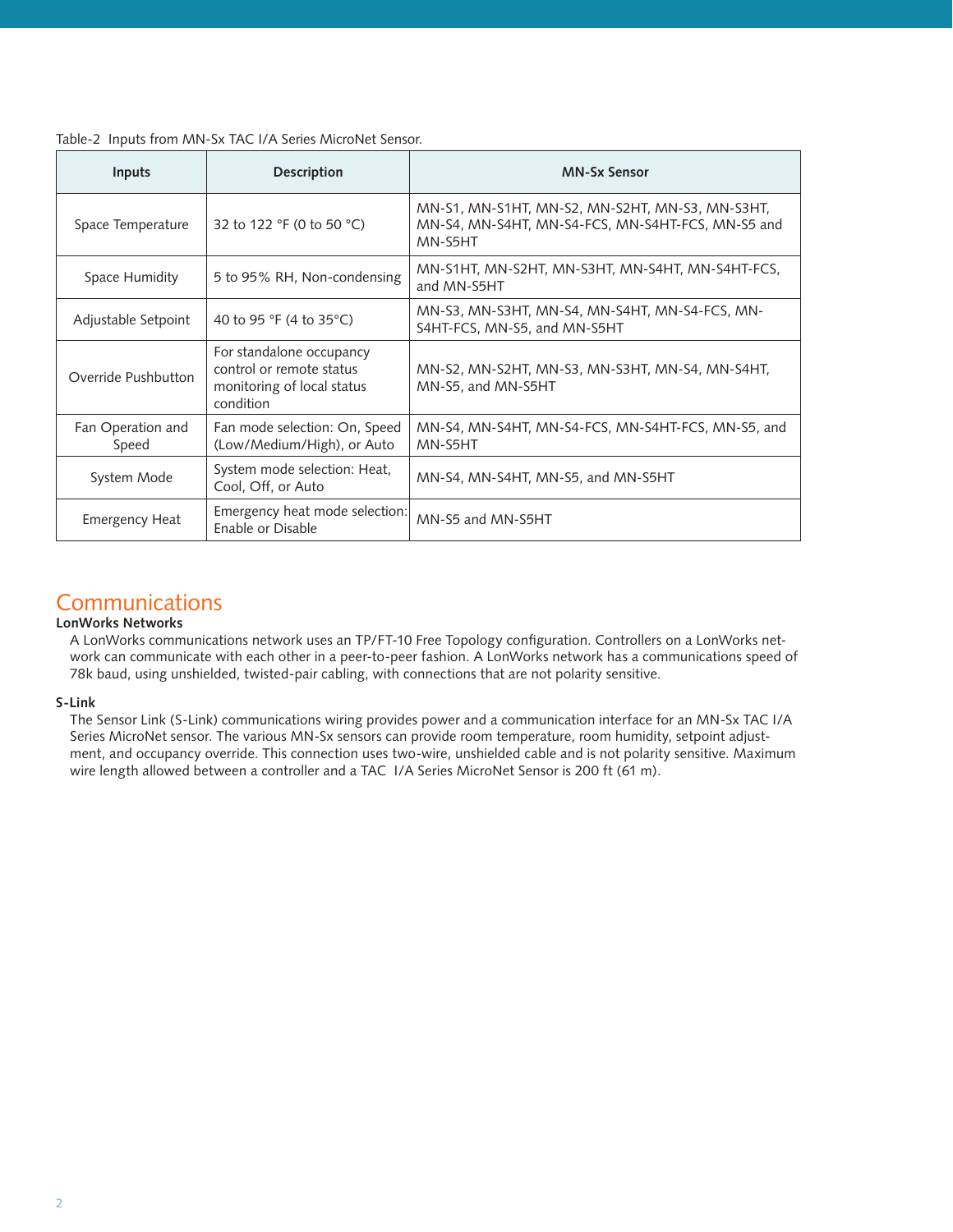Table-2 Inputs from MN-Sx TAC I/A Series MicroNet Sensor.

| Inputs | Description | MN-Sx Sensor |
|---|---|---|
| Space Temperature | 32 to 122 °F (0 to 50 °C) | MN-S1, MN-S1HT, MN-S2, MN-S2HT, MN-S3, MN-S3HT, MN-S4, MN-S4HT, MN-S4-FCS, MN-S4HT-FCS, MN-S5 and MN-S5HT |
| Space Humidity | 5 to 95% RH, Non-condensing | MN-S1HT, MN-S2HT, MN-S3HT, MN-S4HT, MN-S4HT-FCS, and MN-S5HT |
| Adjustable Setpoint | 40 to 95 °F (4 to 35°C) | MN-S3, MN-S3HT, MN-S4, MN-S4HT, MN-S4-FCS, MN-S4HT-FCS, MN-S5, and MN-S5HT |
| Override Pushbutton | For standalone occupancy control or remote status monitoring of local status condition | MN-S2, MN-S2HT, MN-S3, MN-S3HT, MN-S4, MN-S4HT, MN-S5, and MN-S5HT |
| Fan Operation and Speed | Fan mode selection: On, Speed (Low/Medium/High), or Auto | MN-S4, MN-S4HT, MN-S4-FCS, MN-S4HT-FCS, MN-S5, and MN-S5HT |
| System Mode | System mode selection: Heat, Cool, Off, or Auto | MN-S4, MN-S4HT, MN-S5, and MN-S5HT |
| Emergency Heat | Emergency heat mode selection: Enable or Disable | MN-S5 and MN-S5HT |

# Communications

**LonWorks Networks**

A LonWorks communications network uses an TP/FT-10 Free Topology configuration. Controllers on a LonWorks network can communicate with each other in a peer-to-peer fashion. A LonWorks network has a communications speed of 78k baud, using unshielded, twisted-pair cabling, with connections that are not polarity sensitive.

**S-Link**

The Sensor Link (S-Link) communications wiring provides power and a communication interface for an MN-Sx TAC I/A Series MicroNet sensor. The various MN-Sx sensors can provide room temperature, room humidity, setpoint adjustment, and occupancy override. This connection uses two-wire, unshielded cable and is not polarity sensitive. Maximum wire length allowed between a controller and a TAC I/A Series MicroNet Sensor is 200 ft (61 m).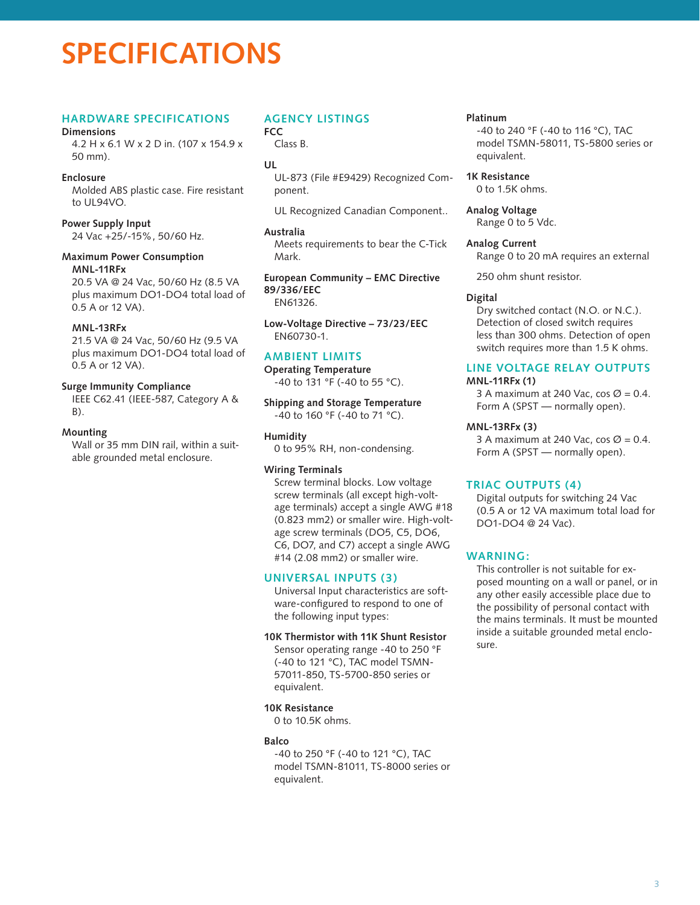# SPECIFICATIONS

## HARDWARE SPECIFICATIONS

**Dimensions**

4.2 H x 6.1 W x 2 D in. (107 x 154.9 x 50 mm).

**Enclosure**

Molded ABS plastic case. Fire resistant to UL94VO.

**Power Supply Input**

24 Vac +25/-15%, 50/60 Hz.

**Maximum Power Consumption**

**MNL-11RFx**

20.5 VA @ 24 Vac, 50/60 Hz (8.5 VA plus maximum DO1-DO4 total load of 0.5 A or 12 VA).

**MNL-13RFx**

21.5 VA @ 24 Vac, 50/60 Hz (9.5 VA plus maximum DO1-DO4 total load of 0.5 A or 12 VA).

**Surge Immunity Compliance**

IEEE C62.41 (IEEE-587, Category A & B).

**Mounting**

Wall or 35 mm DIN rail, within a suitable grounded metal enclosure.

## AGENCY LISTINGS

**FCC**

Class B.

**UL**

UL-873 (File #E9429) Recognized Component.

UL Recognized Canadian Component..

**Australia**

Meets requirements to bear the C-Tick Mark.

**European Community – EMC Directive 89/336/EEC**

EN61326.

**Low-Voltage Directive – 73/23/EEC**

EN60730-1.

## AMBIENT LIMITS

**Operating Temperature**

-40 to 131 °F (-40 to 55 °C).

**Shipping and Storage Temperature**

-40 to 160 °F (-40 to 71 °C).

**Humidity**

0 to 95% RH, non-condensing.

**Wiring Terminals**

Screw terminal blocks. Low voltage screw terminals (all except high-voltage terminals) accept a single AWG #18 (0.823 mm2) or smaller wire. High-voltage screw terminals (DO5, C5, DO6, C6, DO7, and C7) accept a single AWG #14 (2.08 mm2) or smaller wire.

## UNIVERSAL INPUTS (3)

Universal Input characteristics are software-configured to respond to one of the following input types:

**10K Thermistor with 11K Shunt Resistor**

Sensor operating range -40 to 250 °F (-40 to 121 °C), TAC model TSMN-57011-850, TS-5700-850 series or equivalent.

**10K Resistance**

0 to 10.5K ohms.

**Balco**

-40 to 250 °F (-40 to 121 °C), TAC model TSMN-81011, TS-8000 series or equivalent.

**Platinum**

-40 to 240 °F (-40 to 116 °C), TAC model TSMN-58011, TS-5800 series or equivalent.

**1K Resistance**

0 to 1.5K ohms.

**Analog Voltage**

Range 0 to 5 Vdc.

**Analog Current**

Range 0 to 20 mA requires an external

250 ohm shunt resistor.

**Digital**

Dry switched contact (N.O. or N.C.). Detection of closed switch requires less than 300 ohms. Detection of open switch requires more than 1.5 K ohms.

## LINE VOLTAGE RELAY OUTPUTS

**MNL-11RFx (1)**

3 A maximum at 240 Vac, cos Ø = 0.4. Form A (SPST — normally open).

**MNL-13RFx (3)**

3 A maximum at 240 Vac, cos Ø = 0.4. Form A (SPST — normally open).

## TRIAC OUTPUTS (4)

Digital outputs for switching 24 Vac (0.5 A or 12 VA maximum total load for DO1-DO4 @ 24 Vac).

## WARNING:

This controller is not suitable for exposed mounting on a wall or panel, or in any other easily accessible place due to the possibility of personal contact with the mains terminals. It must be mounted inside a suitable grounded metal enclosure.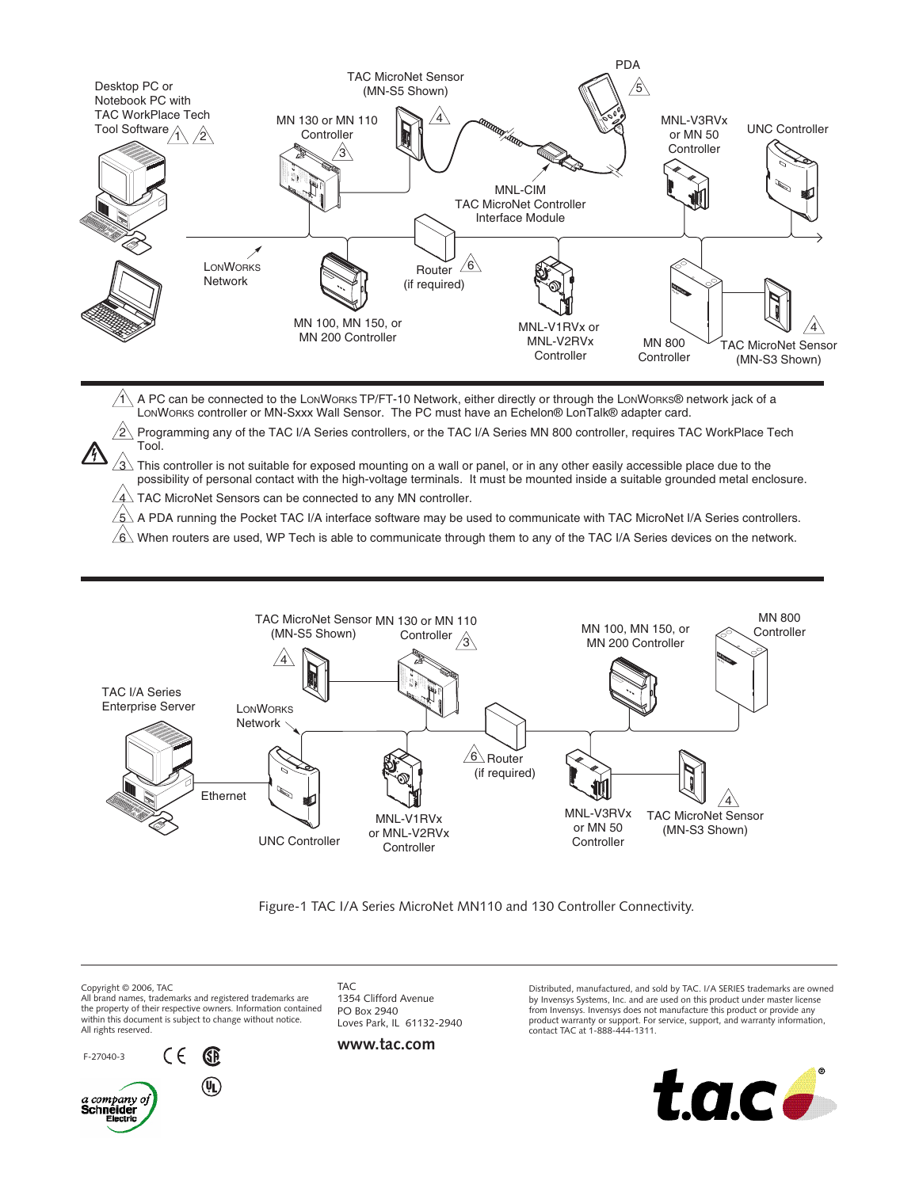Desktop PC or Notebook PC with TAC WorkPlace Tech Tool Software 1 2

TAC MicroNet Sensor (MN-S5 Shown) 4

MN 130 or MN 110 Controller 3

PDA 5

MNL-CIM TAC MicroNet Controller Interface Module

MNL-V3RVx or MN 50 Controller

UNC Controller

LonWorks Network

Router (if required) 6

MN 100, MN 150, or MN 200 Controller

MNL-V1RVx or MNL-V2RVx Controller

MN 800 Controller

TAC MicroNet Sensor (MN-S3 Shown) 4

1. A PC can be connected to the LonWorks TP/FT-10 Network, either directly or through the LonWorks® network jack of a LonWorks controller or MN-Sxxx Wall Sensor. The PC must have an Echelon® LonTalk® adapter card.
2. Programming any of the TAC I/A Series controllers, or the TAC I/A Series MN 800 controller, requires TAC WorkPlace Tech Tool.
3. This controller is not suitable for exposed mounting on a wall or panel, or in any other easily accessible place due to the possibility of personal contact with the high-voltage terminals. It must be mounted inside a suitable grounded metal enclosure.
4. TAC MicroNet Sensors can be connected to any MN controller.
5. A PDA running the Pocket TAC I/A interface software may be used to communicate with TAC MicroNet I/A Series controllers.
6. When routers are used, WP Tech is able to communicate through them to any of the TAC I/A Series devices on the network.

TAC MicroNet Sensor (MN-S5 Shown) 4

MN 130 or MN 110 Controller 3

MN 100, MN 150, or MN 200 Controller

MN 800 Controller

TAC I/A Series Enterprise Server

LonWorks Network

Ethernet

UNC Controller

MNL-V1RVx or MNL-V2RVx Controller

6 Router (if required)

MNL-V3RVx or MN 50 Controller

TAC MicroNet Sensor (MN-S3 Shown) 4

Figure-1 TAC I/A Series MicroNet MN110 and 130 Controller Connectivity.

Copyright © 2006, TAC
All brand names, trademarks and registered trademarks are the property of their respective owners. Information contained within this document is subject to change without notice.
All rights reserved.

TAC
1354 Clifford Avenue
PO Box 2940
Loves Park, IL 61132-2940

**www.tac.com**

Distributed, manufactured, and sold by TAC. I/A SERIES trademarks are owned by Invensys Systems, Inc. and are used on this product under master license from Invensys. Invensys does not manufacture this product or provide any product warranty or support. For service, support, and warranty information, contact TAC at 1-888-444-1311.

F-27040-3

a company of Schneider Electric

t.a.c